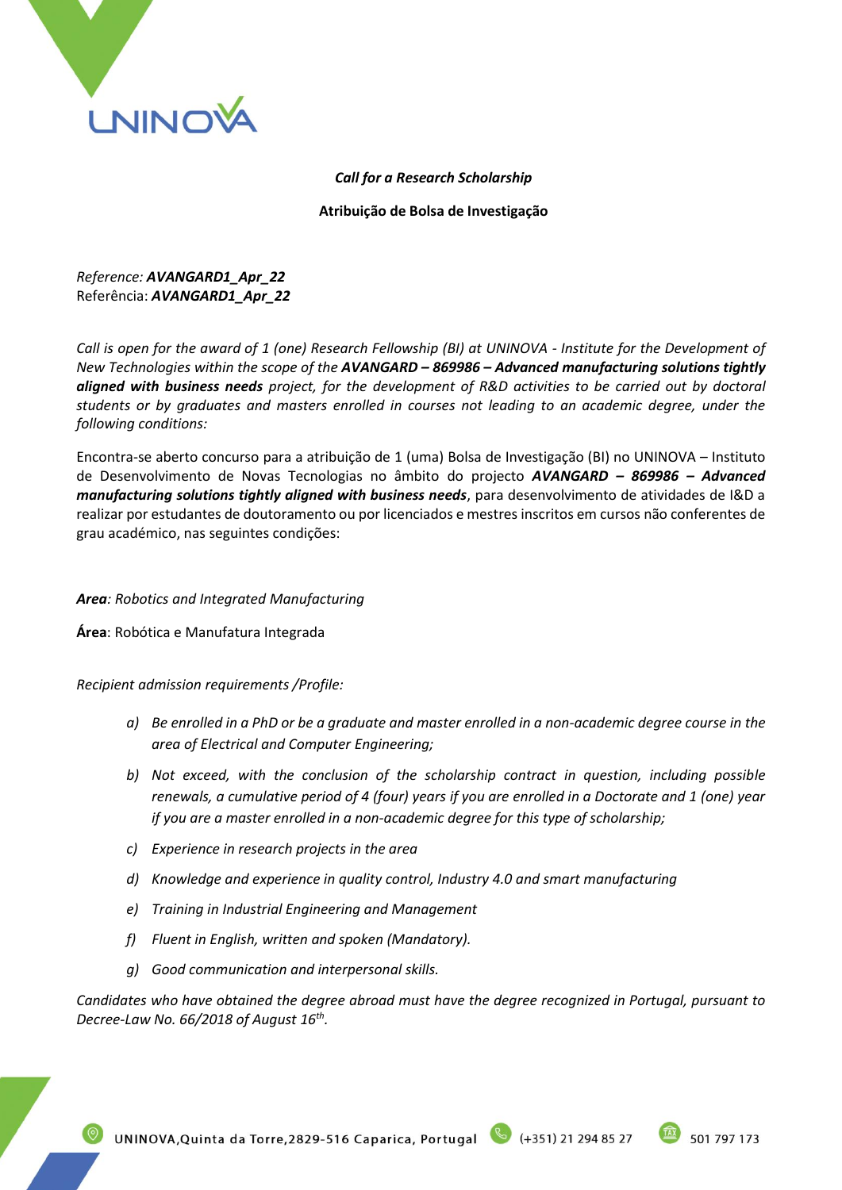***Call for a Research Scholarship***

**Atribuição de Bolsa de Investigação**

*Reference:* ***AVANGARD1_Apr_22***
Referência: ***AVANGARD1_Apr_22***

*Call is open for the award of 1 (one) Research Fellowship (BI) at UNINOVA - Institute for the Development of New Technologies within the scope of the* ***AVANGARD – 869986 – Advanced manufacturing solutions tightly aligned with business needs*** *project, for the development of R&D activities to be carried out by doctoral students or by graduates and masters enrolled in courses not leading to an academic degree, under the following conditions:*

Encontra-se aberto concurso para a atribuição de 1 (uma) Bolsa de Investigação (BI) no UNINOVA – Instituto de Desenvolvimento de Novas Tecnologias no âmbito do projecto ***AVANGARD – 869986 – Advanced manufacturing solutions tightly aligned with business needs***, para desenvolvimento de atividades de I&D a realizar por estudantes de doutoramento ou por licenciados e mestres inscritos em cursos não conferentes de grau académico, nas seguintes condições:

***Area****: Robotics and Integrated Manufacturing*

**Área**: Robótica e Manufatura Integrada

*Recipient admission requirements /Profile:*

- *a) Be enrolled in a PhD or be a graduate and master enrolled in a non-academic degree course in the area of Electrical and Computer Engineering;*
- *b) Not exceed, with the conclusion of the scholarship contract in question, including possible renewals, a cumulative period of 4 (four) years if you are enrolled in a Doctorate and 1 (one) year if you are a master enrolled in a non-academic degree for this type of scholarship;*
- *c) Experience in research projects in the area*
- *d) Knowledge and experience in quality control, Industry 4.0 and smart manufacturing*
- *e) Training in Industrial Engineering and Management*
- *f) Fluent in English, written and spoken (Mandatory).*
- *g) Good communication and interpersonal skills.*

*Candidates who have obtained the degree abroad must have the degree recognized in Portugal, pursuant to Decree-Law No. 66/2018 of August 16th.*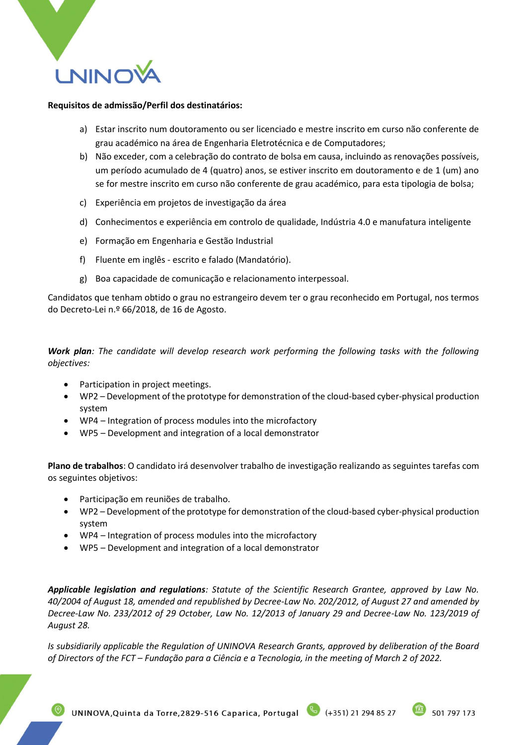**Requisitos de admissão/Perfil dos destinatários:**

a) Estar inscrito num doutoramento ou ser licenciado e mestre inscrito em curso não conferente de grau académico na área de Engenharia Eletrotécnica e de Computadores;
b) Não exceder, com a celebração do contrato de bolsa em causa, incluindo as renovações possíveis, um período acumulado de 4 (quatro) anos, se estiver inscrito em doutoramento e de 1 (um) ano se for mestre inscrito em curso não conferente de grau académico, para esta tipologia de bolsa;
c) Experiência em projetos de investigação da área
d) Conhecimentos e experiência em controlo de qualidade, Indústria 4.0 e manufatura inteligente
e) Formação em Engenharia e Gestão Industrial
f) Fluente em inglês - escrito e falado (Mandatório).
g) Boa capacidade de comunicação e relacionamento interpessoal.

Candidatos que tenham obtido o grau no estrangeiro devem ter o grau reconhecido em Portugal, nos termos do Decreto-Lei n.º 66/2018, de 16 de Agosto.

***Work plan****: The candidate will develop research work performing the following tasks with the following objectives:*

- Participation in project meetings.
- WP2 – Development of the prototype for demonstration of the cloud-based cyber-physical production system
- WP4 – Integration of process modules into the microfactory
- WP5 – Development and integration of a local demonstrator

**Plano de trabalhos**: O candidato irá desenvolver trabalho de investigação realizando as seguintes tarefas com os seguintes objetivos:

- Participação em reuniões de trabalho.
- WP2 – Development of the prototype for demonstration of the cloud-based cyber-physical production system
- WP4 – Integration of process modules into the microfactory
- WP5 – Development and integration of a local demonstrator

***Applicable legislation and regulations****: Statute of the Scientific Research Grantee, approved by Law No. 40/2004 of August 18, amended and republished by Decree-Law No. 202/2012, of August 27 and amended by Decree-Law No. 233/2012 of 29 October, Law No. 12/2013 of January 29 and Decree-Law No. 123/2019 of August 28.*

*Is subsidiarily applicable the Regulation of UNINOVA Research Grants, approved by deliberation of the Board of Directors of the FCT – Fundação para a Ciência e a Tecnologia, in the meeting of March 2 of 2022.*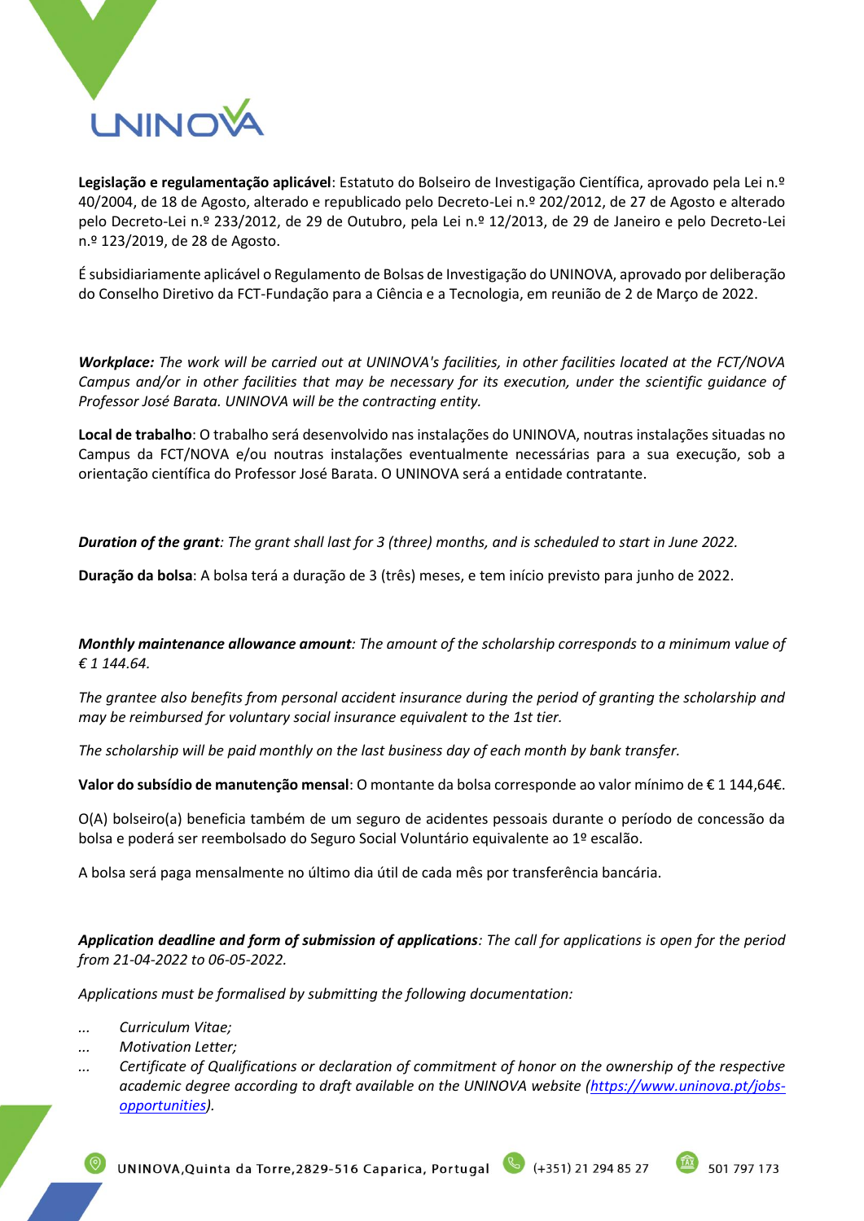**Legislação e regulamentação aplicável**: Estatuto do Bolseiro de Investigação Científica, aprovado pela Lei n.º 40/2004, de 18 de Agosto, alterado e republicado pelo Decreto-Lei n.º 202/2012, de 27 de Agosto e alterado pelo Decreto-Lei n.º 233/2012, de 29 de Outubro, pela Lei n.º 12/2013, de 29 de Janeiro e pelo Decreto-Lei n.º 123/2019, de 28 de Agosto.

É subsidiariamente aplicável o Regulamento de Bolsas de Investigação do UNINOVA, aprovado por deliberação do Conselho Diretivo da FCT-Fundação para a Ciência e a Tecnologia, em reunião de 2 de Março de 2022.

***Workplace:*** *The work will be carried out at UNINOVA's facilities, in other facilities located at the FCT/NOVA Campus and/or in other facilities that may be necessary for its execution, under the scientific guidance of Professor José Barata. UNINOVA will be the contracting entity.*

**Local de trabalho**: O trabalho será desenvolvido nas instalações do UNINOVA, noutras instalações situadas no Campus da FCT/NOVA e/ou noutras instalações eventualmente necessárias para a sua execução, sob a orientação científica do Professor José Barata. O UNINOVA será a entidade contratante.

***Duration of the grant****: The grant shall last for 3 (three) months, and is scheduled to start in June 2022.*

**Duração da bolsa**: A bolsa terá a duração de 3 (três) meses, e tem início previsto para junho de 2022.

***Monthly maintenance allowance amount****: The amount of the scholarship corresponds to a minimum value of € 1 144.64.*

*The grantee also benefits from personal accident insurance during the period of granting the scholarship and may be reimbursed for voluntary social insurance equivalent to the 1st tier.*

*The scholarship will be paid monthly on the last business day of each month by bank transfer.*

**Valor do subsídio de manutenção mensal**: O montante da bolsa corresponde ao valor mínimo de € 1 144,64€.

O(A) bolseiro(a) beneficia também de um seguro de acidentes pessoais durante o período de concessão da bolsa e poderá ser reembolsado do Seguro Social Voluntário equivalente ao 1º escalão.

A bolsa será paga mensalmente no último dia útil de cada mês por transferência bancária.

***Application deadline and form of submission of applications****: The call for applications is open for the period from 21-04-2022 to 06-05-2022.*

*Applications must be formalised by submitting the following documentation:*

- *Curriculum Vitae;*
- *Motivation Letter;*
- *Certificate of Qualifications or declaration of commitment of honor on the ownership of the respective academic degree according to draft available on the UNINOVA website (https://www.uninova.pt/jobs-opportunities).*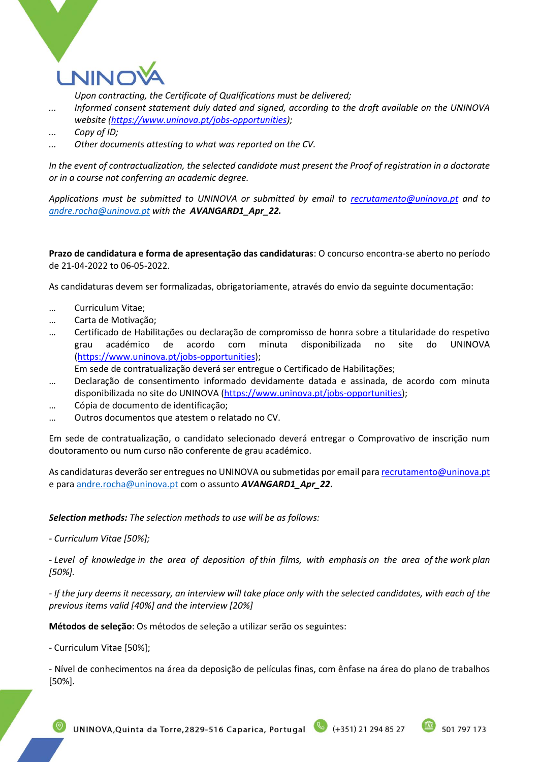*Upon contracting, the Certificate of Qualifications must be delivered;*

- *Informed consent statement duly dated and signed, according to the draft available on the UNINOVA website (https://www.uninova.pt/jobs-opportunities);*
- *Copy of ID;*
- *Other documents attesting to what was reported on the CV.*

*In the event of contractualization, the selected candidate must present the Proof of registration in a doctorate or in a course not conferring an academic degree.*

*Applications must be submitted to UNINOVA or submitted by email to recrutamento@uninova.pt and to andre.rocha@uninova.pt with the **AVANGARD1_Apr_22.***

**Prazo de candidatura e forma de apresentação das candidaturas**: O concurso encontra-se aberto no período de 21-04-2022 to 06-05-2022.

As candidaturas devem ser formalizadas, obrigatoriamente, através do envio da seguinte documentação:

- Curriculum Vitae;
- Carta de Motivação;
- Certificado de Habilitações ou declaração de compromisso de honra sobre a titularidade do respetivo grau académico de acordo com minuta disponibilizada no site do UNINOVA (https://www.uninova.pt/jobs-opportunities);
  Em sede de contratualização deverá ser entregue o Certificado de Habilitações;
- Declaração de consentimento informado devidamente datada e assinada, de acordo com minuta disponibilizada no site do UNINOVA (https://www.uninova.pt/jobs-opportunities);
- Cópia de documento de identificação;
- Outros documentos que atestem o relatado no CV.

Em sede de contratualização, o candidato selecionado deverá entregar o Comprovativo de inscrição num doutoramento ou num curso não conferente de grau académico.

As candidaturas deverão ser entregues no UNINOVA ou submetidas por email para recrutamento@uninova.pt e para andre.rocha@uninova.pt com o assunto ***AVANGARD1_Apr_22***.

***Selection methods:*** *The selection methods to use will be as follows:*

*- Curriculum Vitae [50%];*

*- Level of knowledge in the area of deposition of thin films, with emphasis on the area of the work plan [50%].*

*- If the jury deems it necessary, an interview will take place only with the selected candidates, with each of the previous items valid [40%] and the interview [20%]*

**Métodos de seleção**: Os métodos de seleção a utilizar serão os seguintes:

- Curriculum Vitae [50%];

- Nível de conhecimentos na área da deposição de películas finas, com ênfase na área do plano de trabalhos [50%].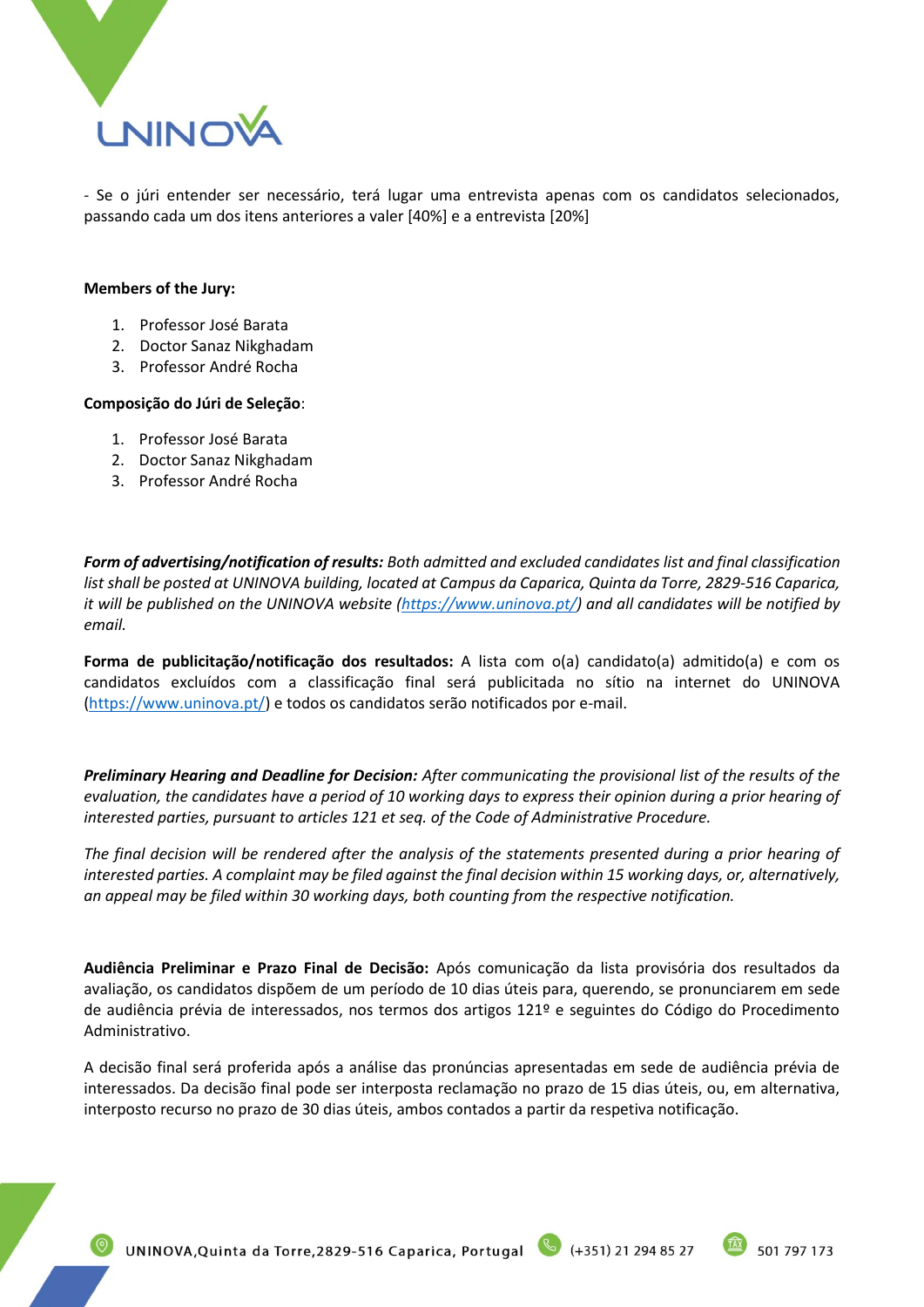- Se o júri entender ser necessário, terá lugar uma entrevista apenas com os candidatos selecionados, passando cada um dos itens anteriores a valer [40%] e a entrevista [20%]

**Members of the Jury:**

1. Professor José Barata
2. Doctor Sanaz Nikghadam
3. Professor André Rocha

**Composição do Júri de Seleção**:

1. Professor José Barata
2. Doctor Sanaz Nikghadam
3. Professor André Rocha

***Form of advertising/notification of results:*** *Both admitted and excluded candidates list and final classification list shall be posted at UNINOVA building, located at Campus da Caparica, Quinta da Torre, 2829-516 Caparica, it will be published on the UNINOVA website ([https://www.uninova.pt/](https://www.uninova.pt/)) and all candidates will be notified by email.*

**Forma de publicitação/notificação dos resultados:** A lista com o(a) candidato(a) admitido(a) e com os candidatos excluídos com a classificação final será publicitada no sítio na internet do UNINOVA ([https://www.uninova.pt/](https://www.uninova.pt/)) e todos os candidatos serão notificados por e-mail.

***Preliminary Hearing and Deadline for Decision:*** *After communicating the provisional list of the results of the evaluation, the candidates have a period of 10 working days to express their opinion during a prior hearing of interested parties, pursuant to articles 121 et seq. of the Code of Administrative Procedure.*

*The final decision will be rendered after the analysis of the statements presented during a prior hearing of interested parties. A complaint may be filed against the final decision within 15 working days, or, alternatively, an appeal may be filed within 30 working days, both counting from the respective notification.*

**Audiência Preliminar e Prazo Final de Decisão:** Após comunicação da lista provisória dos resultados da avaliação, os candidatos dispõem de um período de 10 dias úteis para, querendo, se pronunciarem em sede de audiência prévia de interessados, nos termos dos artigos 121º e seguintes do Código do Procedimento Administrativo.

A decisão final será proferida após a análise das pronúncias apresentadas em sede de audiência prévia de interessados. Da decisão final pode ser interposta reclamação no prazo de 15 dias úteis, ou, em alternativa, interposto recurso no prazo de 30 dias úteis, ambos contados a partir da respetiva notificação.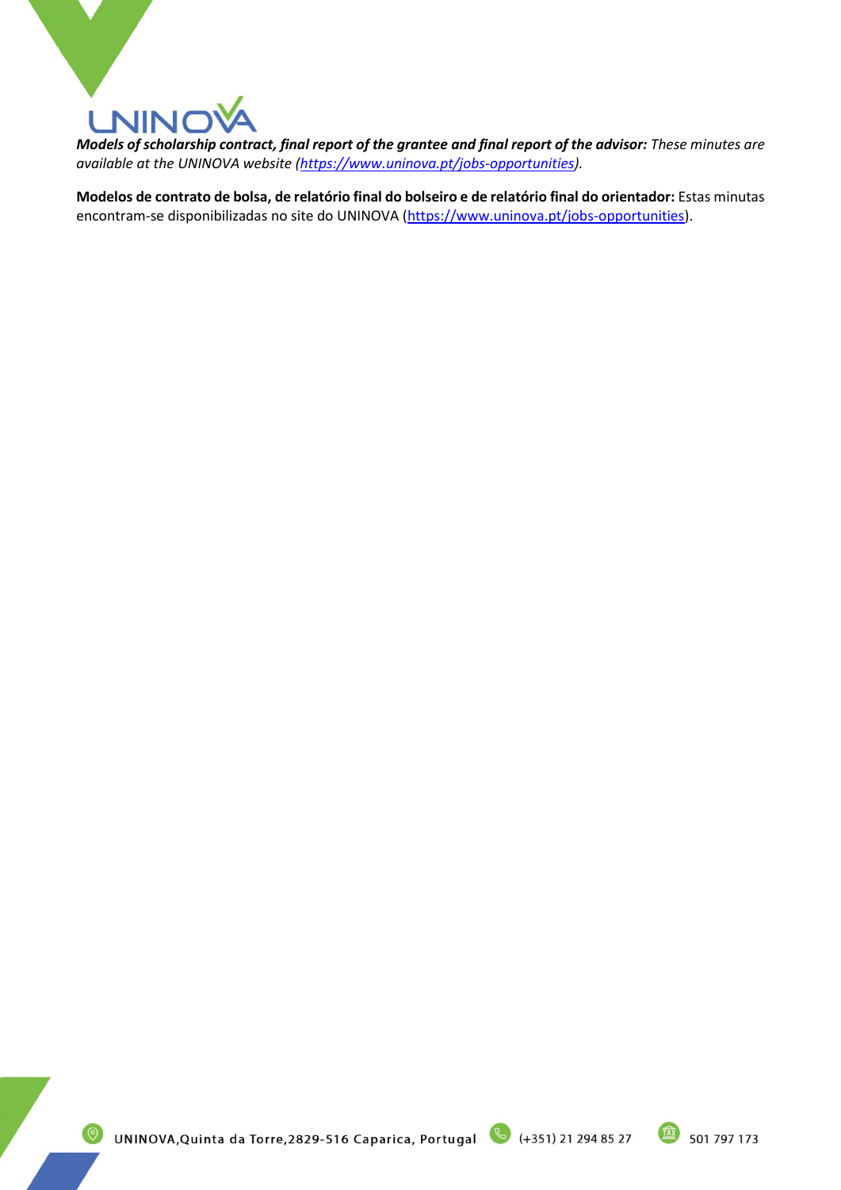***Models of scholarship contract, final report of the grantee and final report of the advisor:*** *These minutes are available at the UNINOVA website ([https://www.uninova.pt/jobs-opportunities](https://www.uninova.pt/jobs-opportunities)).*

**Modelos de contrato de bolsa, de relatório final do bolseiro e de relatório final do orientador:** Estas minutas encontram-se disponibilizadas no site do UNINOVA ([https://www.uninova.pt/jobs-opportunities](https://www.uninova.pt/jobs-opportunities)).